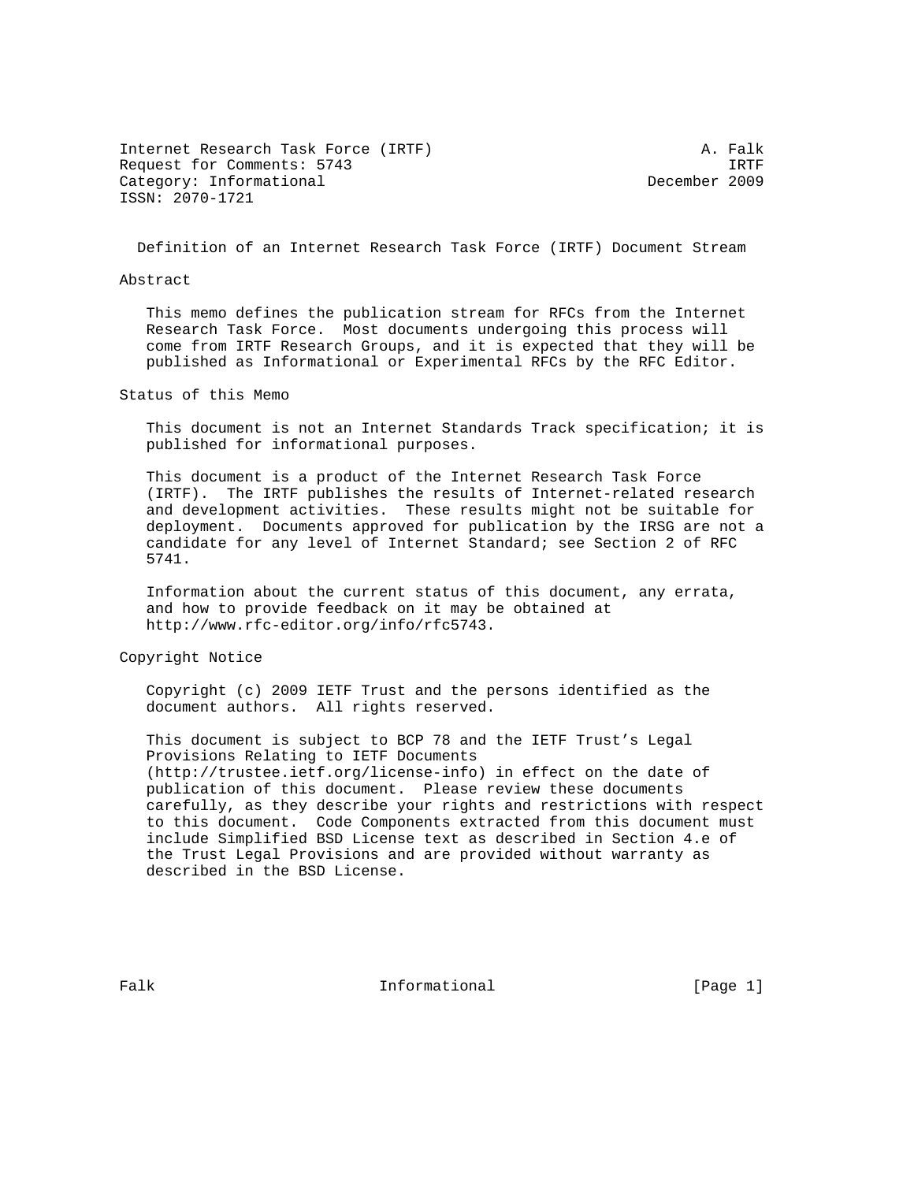Internet Research Task Force (IRTF) A. Falk
Request for Comments: 5743 IRTF
Category: Informational December 2009
ISSN: 2070-1721

# Definition of an Internet Research Task Force (IRTF) Document Stream

## Abstract

This memo defines the publication stream for RFCs from the Internet Research Task Force. Most documents undergoing this process will come from IRTF Research Groups, and it is expected that they will be published as Informational or Experimental RFCs by the RFC Editor.

## Status of this Memo

This document is not an Internet Standards Track specification; it is published for informational purposes.

This document is a product of the Internet Research Task Force (IRTF). The IRTF publishes the results of Internet-related research and development activities. These results might not be suitable for deployment. Documents approved for publication by the IRSG are not a candidate for any level of Internet Standard; see Section 2 of RFC 5741.

Information about the current status of this document, any errata, and how to provide feedback on it may be obtained at http://www.rfc-editor.org/info/rfc5743.

## Copyright Notice

Copyright (c) 2009 IETF Trust and the persons identified as the document authors. All rights reserved.

This document is subject to BCP 78 and the IETF Trust's Legal Provisions Relating to IETF Documents (http://trustee.ietf.org/license-info) in effect on the date of publication of this document. Please review these documents carefully, as they describe your rights and restrictions with respect to this document. Code Components extracted from this document must include Simplified BSD License text as described in Section 4.e of the Trust Legal Provisions and are provided without warranty as described in the BSD License.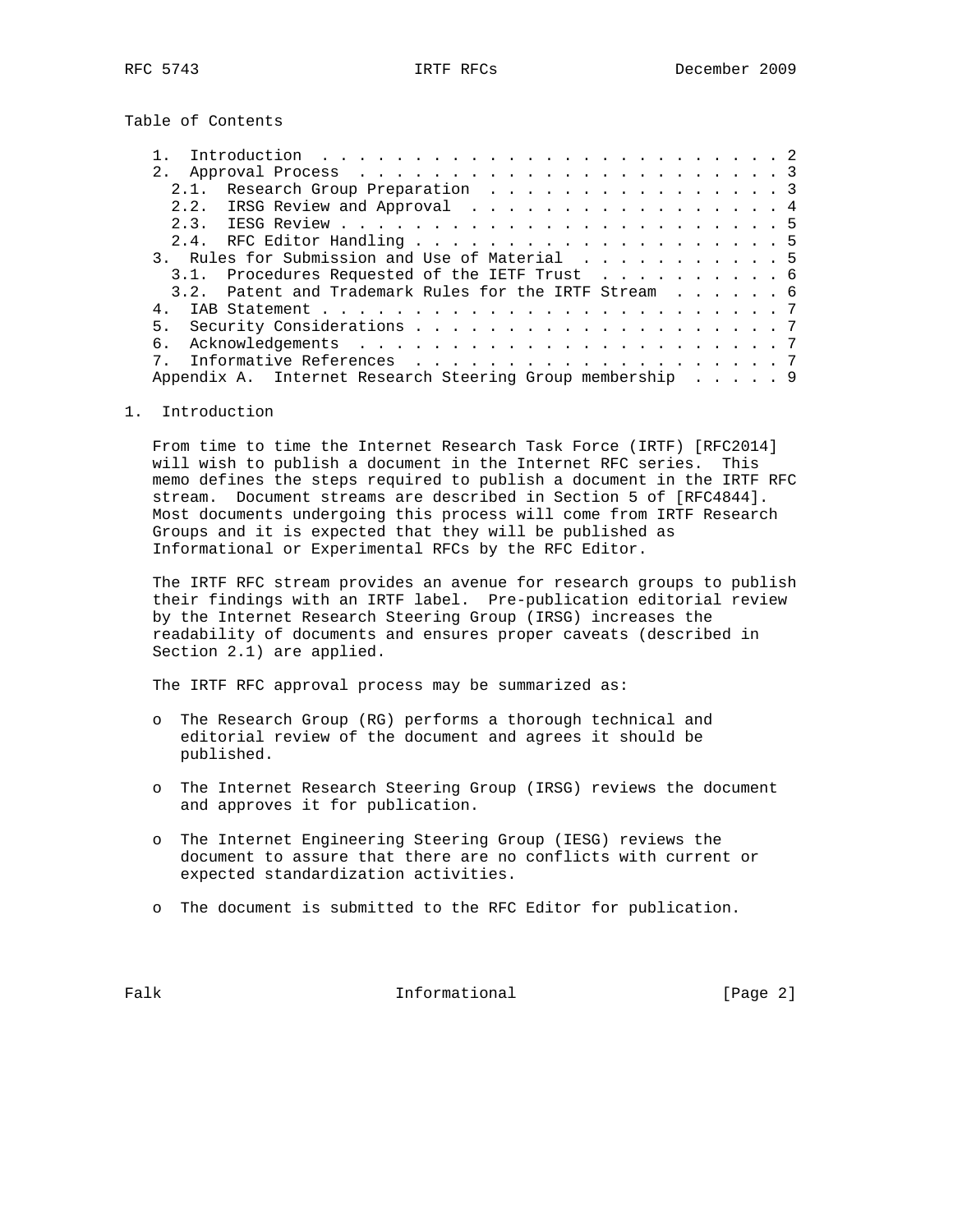Table of Contents

- 1. Introduction . . . . . . . . . . . . . . . . . . . . . . . . . . 2
- 2. Approval Process . . . . . . . . . . . . . . . . . . . . . . . . 3
  - 2.1. Research Group Preparation . . . . . . . . . . . . . . . . 3
  - 2.2. IRSG Review and Approval . . . . . . . . . . . . . . . . . 4
  - 2.3. IESG Review . . . . . . . . . . . . . . . . . . . . . . . . 5
  - 2.4. RFC Editor Handling . . . . . . . . . . . . . . . . . . . . 5
- 3. Rules for Submission and Use of Material . . . . . . . . . . . 5
  - 3.1. Procedures Requested of the IETF Trust . . . . . . . . . . 6
  - 3.2. Patent and Trademark Rules for the IRTF Stream . . . . . . 6
- 4. IAB Statement . . . . . . . . . . . . . . . . . . . . . . . . . 7
- 5. Security Considerations . . . . . . . . . . . . . . . . . . . . 7
- 6. Acknowledgements . . . . . . . . . . . . . . . . . . . . . . . 7
- 7. Informative References . . . . . . . . . . . . . . . . . . . . 7
- Appendix A. Internet Research Steering Group membership . . . . . 9

# 1. Introduction

From time to time the Internet Research Task Force (IRTF) [RFC2014] will wish to publish a document in the Internet RFC series. This memo defines the steps required to publish a document in the IRTF RFC stream. Document streams are described in Section 5 of [RFC4844]. Most documents undergoing this process will come from IRTF Research Groups and it is expected that they will be published as Informational or Experimental RFCs by the RFC Editor.

The IRTF RFC stream provides an avenue for research groups to publish their findings with an IRTF label. Pre-publication editorial review by the Internet Research Steering Group (IRSG) increases the readability of documents and ensures proper caveats (described in Section 2.1) are applied.

The IRTF RFC approval process may be summarized as:

- The Research Group (RG) performs a thorough technical and editorial review of the document and agrees it should be published.
- The Internet Research Steering Group (IRSG) reviews the document and approves it for publication.
- The Internet Engineering Steering Group (IESG) reviews the document to assure that there are no conflicts with current or expected standardization activities.
- The document is submitted to the RFC Editor for publication.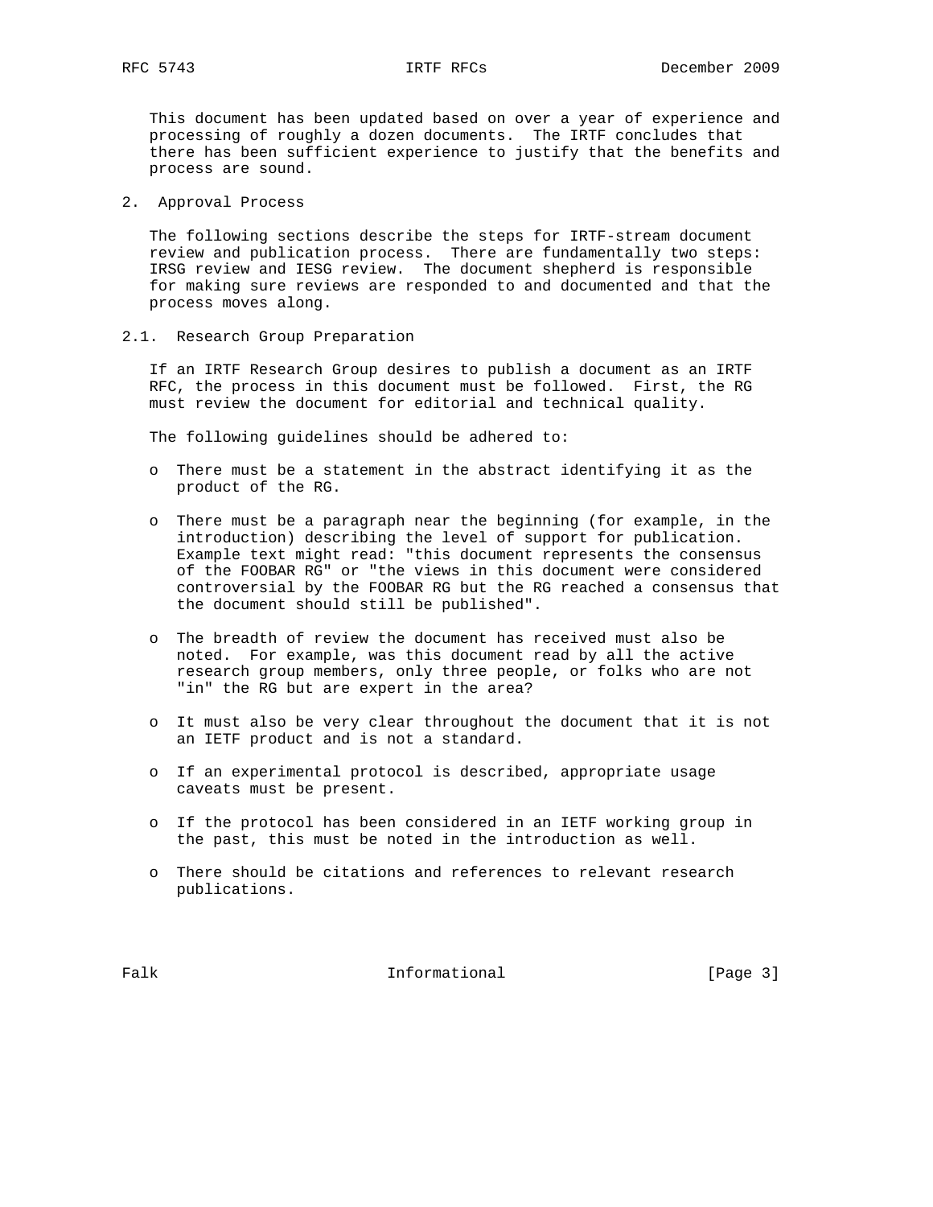This document has been updated based on over a year of experience and processing of roughly a dozen documents. The IRTF concludes that there has been sufficient experience to justify that the benefits and process are sound.

## 2. Approval Process

The following sections describe the steps for IRTF-stream document review and publication process. There are fundamentally two steps: IRSG review and IESG review. The document shepherd is responsible for making sure reviews are responded to and documented and that the process moves along.

### 2.1. Research Group Preparation

If an IRTF Research Group desires to publish a document as an IRTF RFC, the process in this document must be followed. First, the RG must review the document for editorial and technical quality.

The following guidelines should be adhered to:

- There must be a statement in the abstract identifying it as the product of the RG.
- There must be a paragraph near the beginning (for example, in the introduction) describing the level of support for publication. Example text might read: "this document represents the consensus of the FOOBAR RG" or "the views in this document were considered controversial by the FOOBAR RG but the RG reached a consensus that the document should still be published".
- The breadth of review the document has received must also be noted. For example, was this document read by all the active research group members, only three people, or folks who are not "in" the RG but are expert in the area?
- It must also be very clear throughout the document that it is not an IETF product and is not a standard.
- If an experimental protocol is described, appropriate usage caveats must be present.
- If the protocol has been considered in an IETF working group in the past, this must be noted in the introduction as well.
- There should be citations and references to relevant research publications.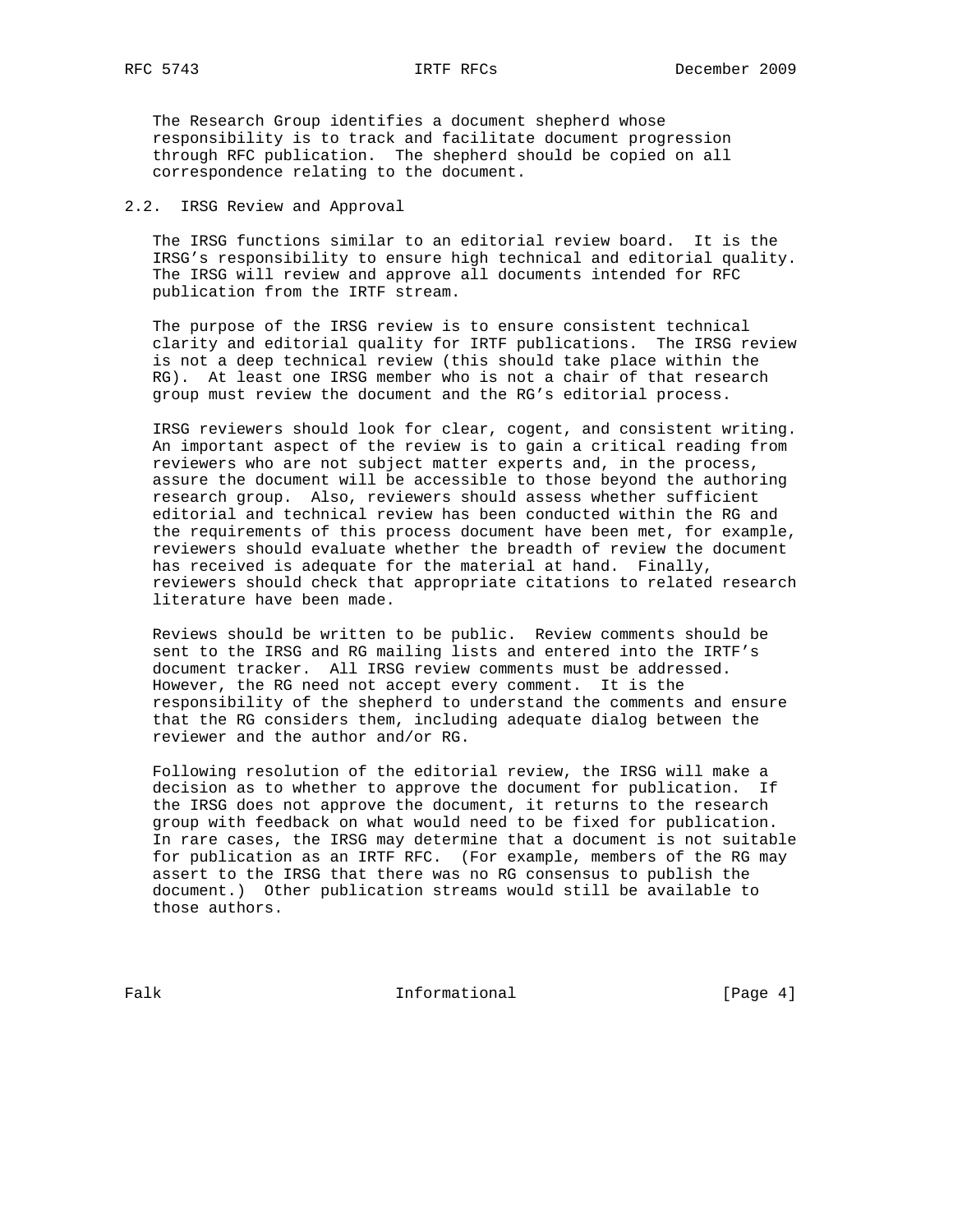The Research Group identifies a document shepherd whose responsibility is to track and facilitate document progression through RFC publication. The shepherd should be copied on all correspondence relating to the document.

## 2.2. IRSG Review and Approval

The IRSG functions similar to an editorial review board. It is the IRSG's responsibility to ensure high technical and editorial quality. The IRSG will review and approve all documents intended for RFC publication from the IRTF stream.

The purpose of the IRSG review is to ensure consistent technical clarity and editorial quality for IRTF publications. The IRSG review is not a deep technical review (this should take place within the RG). At least one IRSG member who is not a chair of that research group must review the document and the RG's editorial process.

IRSG reviewers should look for clear, cogent, and consistent writing. An important aspect of the review is to gain a critical reading from reviewers who are not subject matter experts and, in the process, assure the document will be accessible to those beyond the authoring research group. Also, reviewers should assess whether sufficient editorial and technical review has been conducted within the RG and the requirements of this process document have been met, for example, reviewers should evaluate whether the breadth of review the document has received is adequate for the material at hand. Finally, reviewers should check that appropriate citations to related research literature have been made.

Reviews should be written to be public. Review comments should be sent to the IRSG and RG mailing lists and entered into the IRTF's document tracker. All IRSG review comments must be addressed. However, the RG need not accept every comment. It is the responsibility of the shepherd to understand the comments and ensure that the RG considers them, including adequate dialog between the reviewer and the author and/or RG.

Following resolution of the editorial review, the IRSG will make a decision as to whether to approve the document for publication. If the IRSG does not approve the document, it returns to the research group with feedback on what would need to be fixed for publication. In rare cases, the IRSG may determine that a document is not suitable for publication as an IRTF RFC. (For example, members of the RG may assert to the IRSG that there was no RG consensus to publish the document.) Other publication streams would still be available to those authors.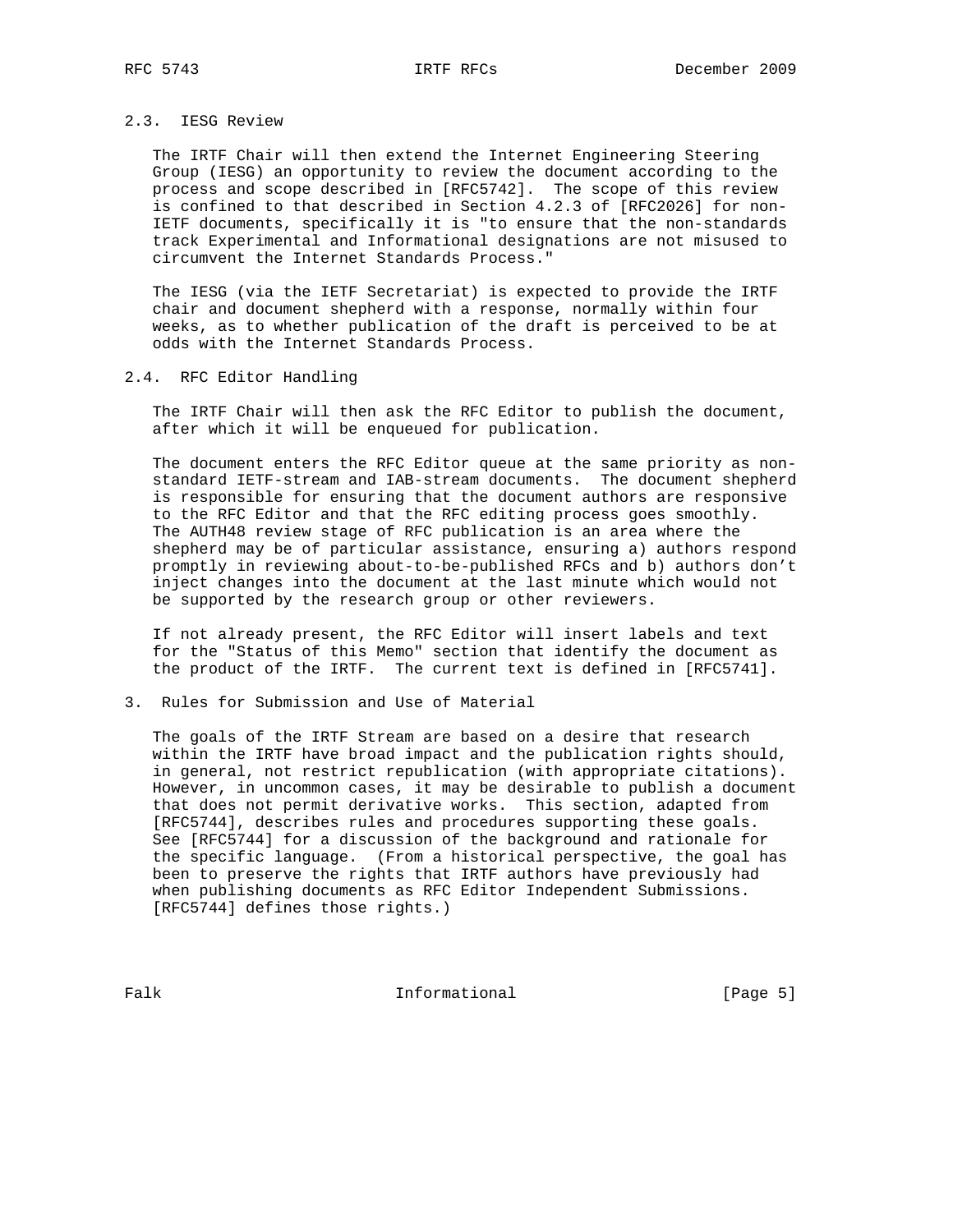### 2.3. IESG Review

The IRTF Chair will then extend the Internet Engineering Steering Group (IESG) an opportunity to review the document according to the process and scope described in [RFC5742]. The scope of this review is confined to that described in Section 4.2.3 of [RFC2026] for non-IETF documents, specifically it is "to ensure that the non-standards track Experimental and Informational designations are not misused to circumvent the Internet Standards Process."

The IESG (via the IETF Secretariat) is expected to provide the IRTF chair and document shepherd with a response, normally within four weeks, as to whether publication of the draft is perceived to be at odds with the Internet Standards Process.

### 2.4. RFC Editor Handling

The IRTF Chair will then ask the RFC Editor to publish the document, after which it will be enqueued for publication.

The document enters the RFC Editor queue at the same priority as non-standard IETF-stream and IAB-stream documents. The document shepherd is responsible for ensuring that the document authors are responsive to the RFC Editor and that the RFC editing process goes smoothly. The AUTH48 review stage of RFC publication is an area where the shepherd may be of particular assistance, ensuring a) authors respond promptly in reviewing about-to-be-published RFCs and b) authors don't inject changes into the document at the last minute which would not be supported by the research group or other reviewers.

If not already present, the RFC Editor will insert labels and text for the "Status of this Memo" section that identify the document as the product of the IRTF. The current text is defined in [RFC5741].

## 3. Rules for Submission and Use of Material

The goals of the IRTF Stream are based on a desire that research within the IRTF have broad impact and the publication rights should, in general, not restrict republication (with appropriate citations). However, in uncommon cases, it may be desirable to publish a document that does not permit derivative works. This section, adapted from [RFC5744], describes rules and procedures supporting these goals. See [RFC5744] for a discussion of the background and rationale for the specific language. (From a historical perspective, the goal has been to preserve the rights that IRTF authors have previously had when publishing documents as RFC Editor Independent Submissions. [RFC5744] defines those rights.)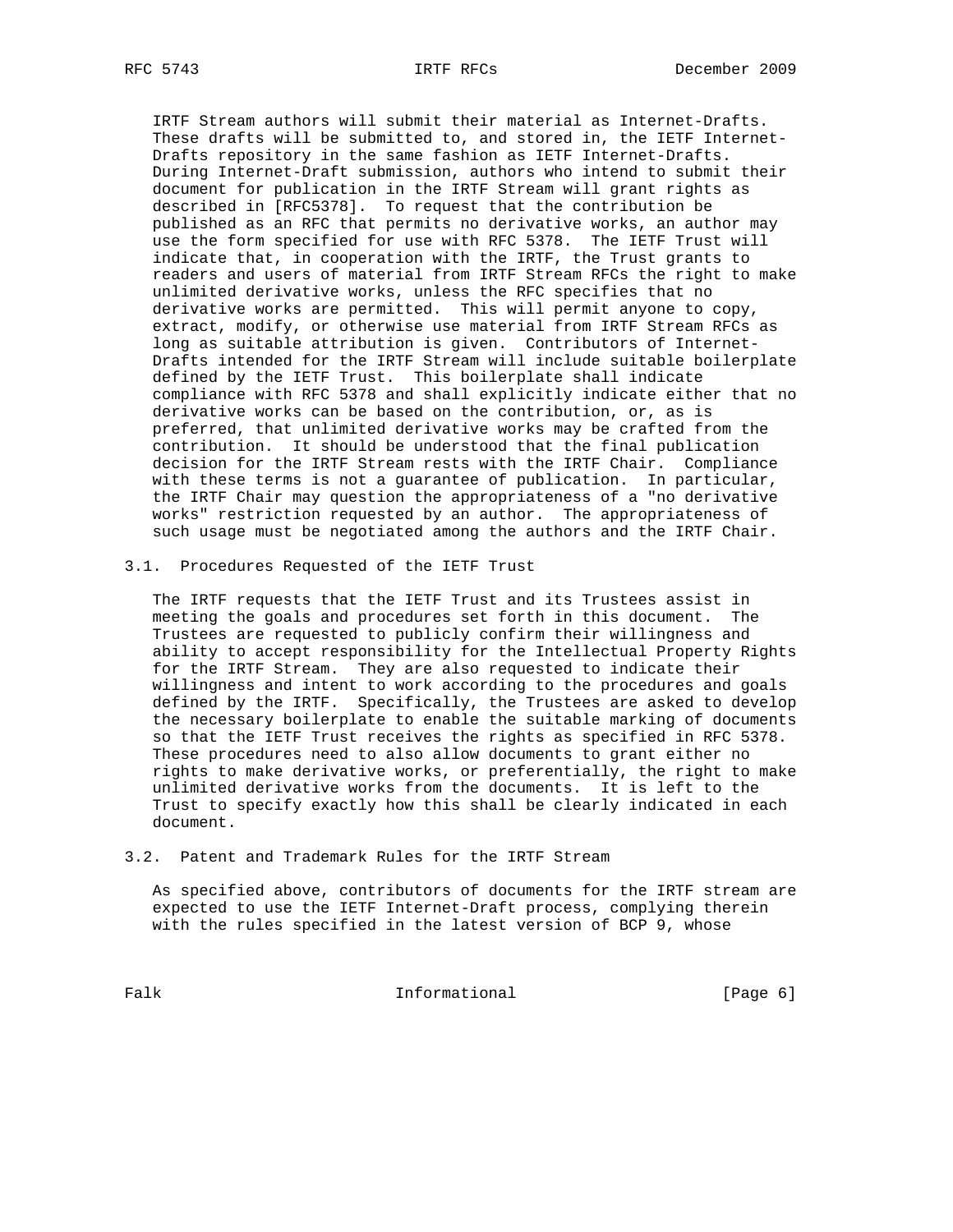IRTF Stream authors will submit their material as Internet-Drafts. These drafts will be submitted to, and stored in, the IETF Internet-Drafts repository in the same fashion as IETF Internet-Drafts. During Internet-Draft submission, authors who intend to submit their document for publication in the IRTF Stream will grant rights as described in [RFC5378]. To request that the contribution be published as an RFC that permits no derivative works, an author may use the form specified for use with RFC 5378. The IETF Trust will indicate that, in cooperation with the IRTF, the Trust grants to readers and users of material from IRTF Stream RFCs the right to make unlimited derivative works, unless the RFC specifies that no derivative works are permitted. This will permit anyone to copy, extract, modify, or otherwise use material from IRTF Stream RFCs as long as suitable attribution is given. Contributors of Internet-Drafts intended for the IRTF Stream will include suitable boilerplate defined by the IETF Trust. This boilerplate shall indicate compliance with RFC 5378 and shall explicitly indicate either that no derivative works can be based on the contribution, or, as is preferred, that unlimited derivative works may be crafted from the contribution. It should be understood that the final publication decision for the IRTF Stream rests with the IRTF Chair. Compliance with these terms is not a guarantee of publication. In particular, the IRTF Chair may question the appropriateness of a "no derivative works" restriction requested by an author. The appropriateness of such usage must be negotiated among the authors and the IRTF Chair.

### 3.1. Procedures Requested of the IETF Trust

The IRTF requests that the IETF Trust and its Trustees assist in meeting the goals and procedures set forth in this document. The Trustees are requested to publicly confirm their willingness and ability to accept responsibility for the Intellectual Property Rights for the IRTF Stream. They are also requested to indicate their willingness and intent to work according to the procedures and goals defined by the IRTF. Specifically, the Trustees are asked to develop the necessary boilerplate to enable the suitable marking of documents so that the IETF Trust receives the rights as specified in RFC 5378. These procedures need to also allow documents to grant either no rights to make derivative works, or preferentially, the right to make unlimited derivative works from the documents. It is left to the Trust to specify exactly how this shall be clearly indicated in each document.

### 3.2. Patent and Trademark Rules for the IRTF Stream

As specified above, contributors of documents for the IRTF stream are expected to use the IETF Internet-Draft process, complying therein with the rules specified in the latest version of BCP 9, whose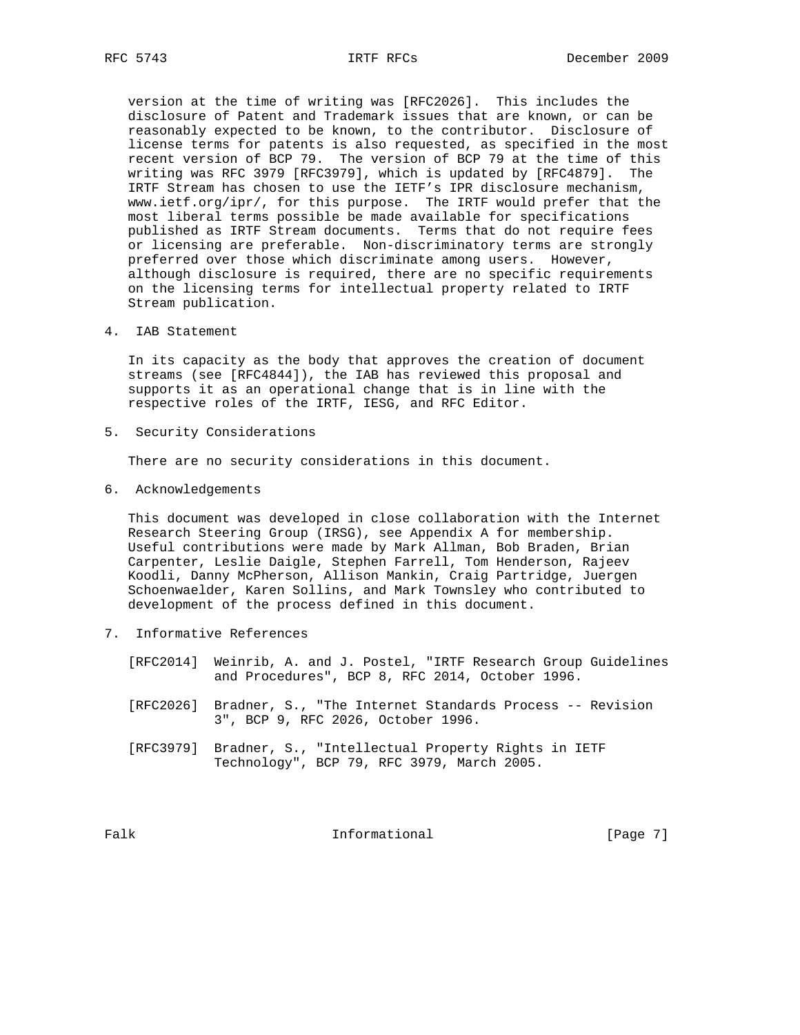version at the time of writing was [RFC2026]. This includes the disclosure of Patent and Trademark issues that are known, or can be reasonably expected to be known, to the contributor. Disclosure of license terms for patents is also requested, as specified in the most recent version of BCP 79. The version of BCP 79 at the time of this writing was RFC 3979 [RFC3979], which is updated by [RFC4879]. The IRTF Stream has chosen to use the IETF's IPR disclosure mechanism, www.ietf.org/ipr/, for this purpose. The IRTF would prefer that the most liberal terms possible be made available for specifications published as IRTF Stream documents. Terms that do not require fees or licensing are preferable. Non-discriminatory terms are strongly preferred over those which discriminate among users. However, although disclosure is required, there are no specific requirements on the licensing terms for intellectual property related to IRTF Stream publication.

## 4. IAB Statement

In its capacity as the body that approves the creation of document streams (see [RFC4844]), the IAB has reviewed this proposal and supports it as an operational change that is in line with the respective roles of the IRTF, IESG, and RFC Editor.

## 5. Security Considerations

There are no security considerations in this document.

## 6. Acknowledgements

This document was developed in close collaboration with the Internet Research Steering Group (IRSG), see Appendix A for membership. Useful contributions were made by Mark Allman, Bob Braden, Brian Carpenter, Leslie Daigle, Stephen Farrell, Tom Henderson, Rajeev Koodli, Danny McPherson, Allison Mankin, Craig Partridge, Juergen Schoenwaelder, Karen Sollins, and Mark Townsley who contributed to development of the process defined in this document.

## 7. Informative References

[RFC2014] Weinrib, A. and J. Postel, "IRTF Research Group Guidelines and Procedures", BCP 8, RFC 2014, October 1996.

[RFC2026] Bradner, S., "The Internet Standards Process -- Revision 3", BCP 9, RFC 2026, October 1996.

[RFC3979] Bradner, S., "Intellectual Property Rights in IETF Technology", BCP 79, RFC 3979, March 2005.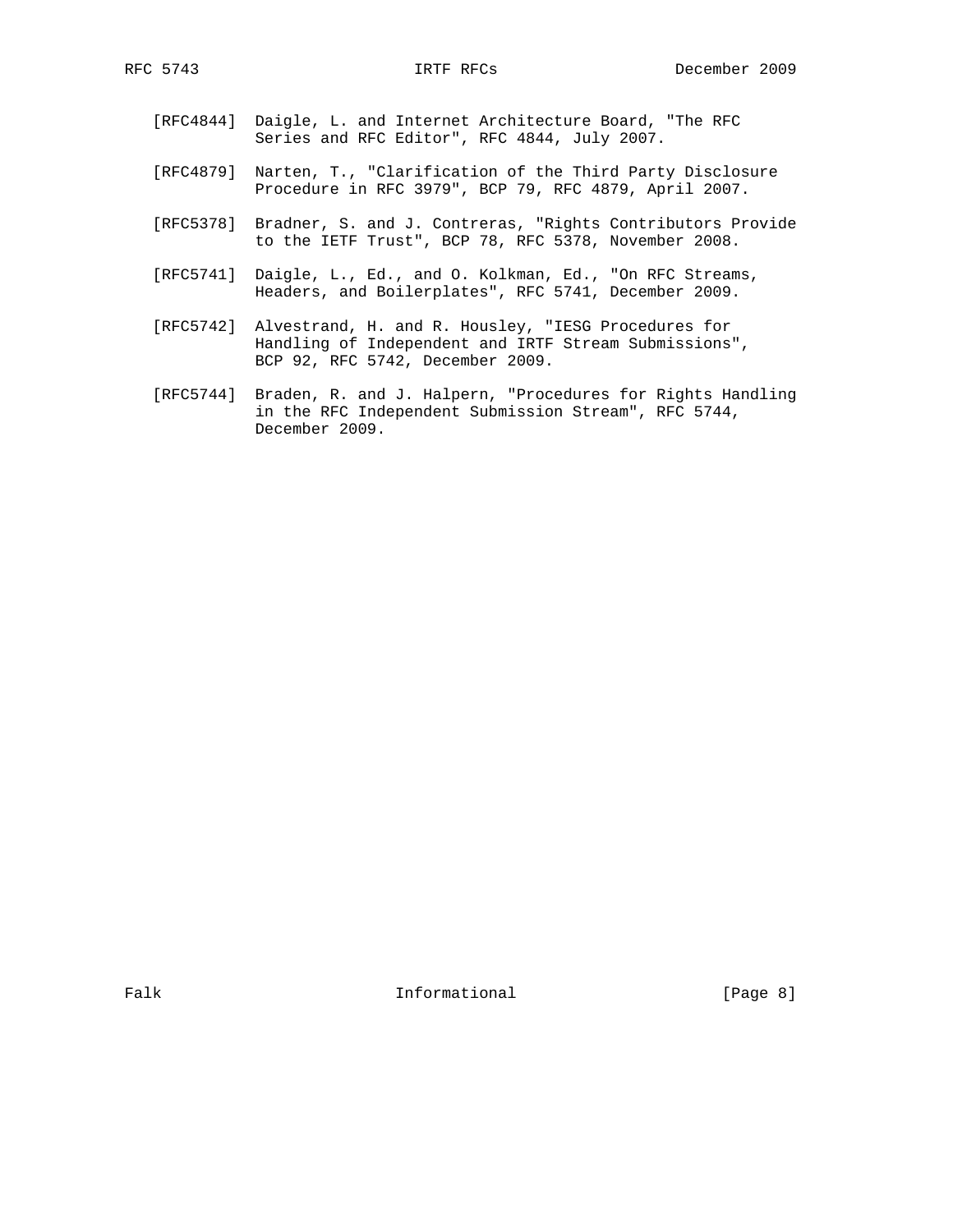[RFC4844] Daigle, L. and Internet Architecture Board, "The RFC Series and RFC Editor", RFC 4844, July 2007.

[RFC4879] Narten, T., "Clarification of the Third Party Disclosure Procedure in RFC 3979", BCP 79, RFC 4879, April 2007.

[RFC5378] Bradner, S. and J. Contreras, "Rights Contributors Provide to the IETF Trust", BCP 78, RFC 5378, November 2008.

[RFC5741] Daigle, L., Ed., and O. Kolkman, Ed., "On RFC Streams, Headers, and Boilerplates", RFC 5741, December 2009.

[RFC5742] Alvestrand, H. and R. Housley, "IESG Procedures for Handling of Independent and IRTF Stream Submissions", BCP 92, RFC 5742, December 2009.

[RFC5744] Braden, R. and J. Halpern, "Procedures for Rights Handling in the RFC Independent Submission Stream", RFC 5744, December 2009.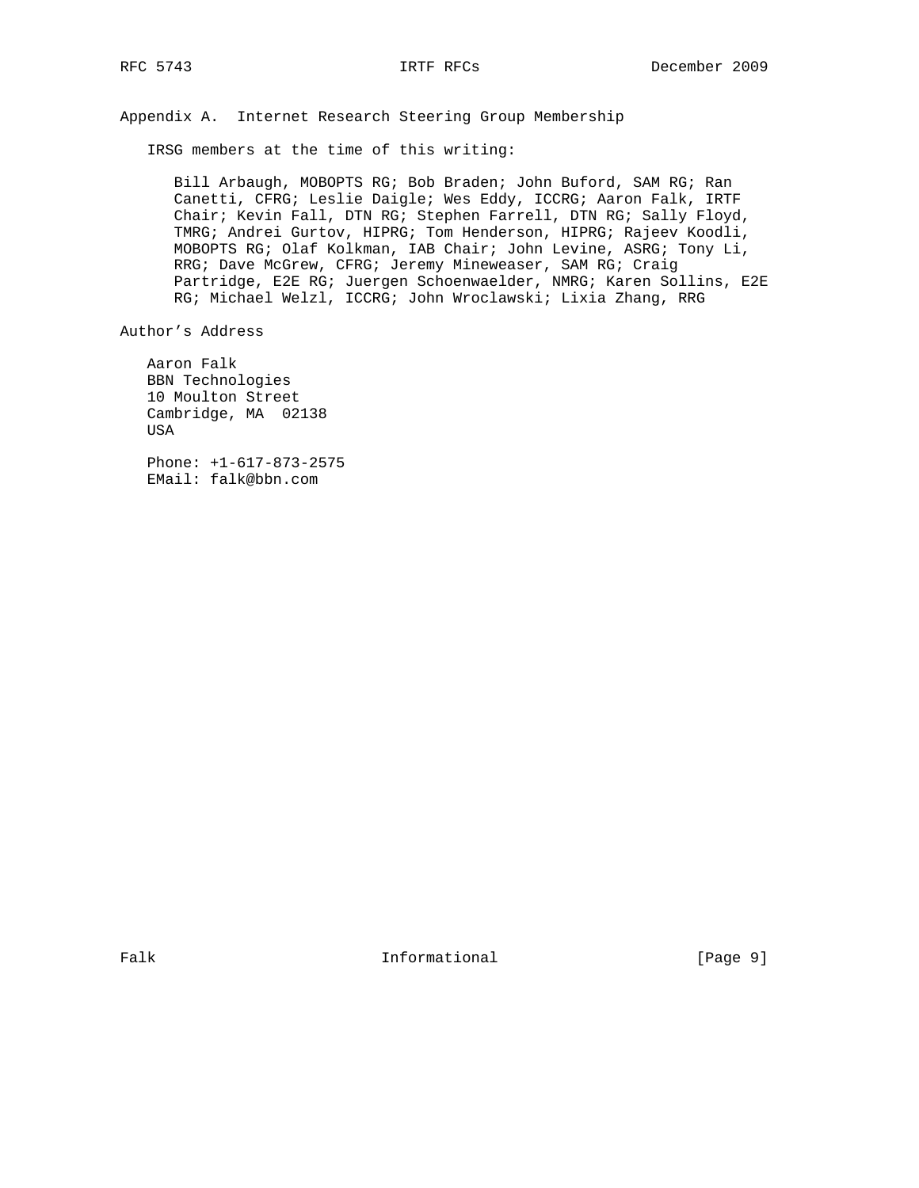## Appendix A. Internet Research Steering Group Membership

IRSG members at the time of this writing:

Bill Arbaugh, MOBOPTS RG; Bob Braden; John Buford, SAM RG; Ran Canetti, CFRG; Leslie Daigle; Wes Eddy, ICCRG; Aaron Falk, IRTF Chair; Kevin Fall, DTN RG; Stephen Farrell, DTN RG; Sally Floyd, TMRG; Andrei Gurtov, HIPRG; Tom Henderson, HIPRG; Rajeev Koodli, MOBOPTS RG; Olaf Kolkman, IAB Chair; John Levine, ASRG; Tony Li, RRG; Dave McGrew, CFRG; Jeremy Mineweaser, SAM RG; Craig Partridge, E2E RG; Juergen Schoenwaelder, NMRG; Karen Sollins, E2E RG; Michael Welzl, ICCRG; John Wroclawski; Lixia Zhang, RRG

## Author's Address

Aaron Falk
BBN Technologies
10 Moulton Street
Cambridge, MA 02138
USA

Phone: +1-617-873-2575
EMail: falk@bbn.com